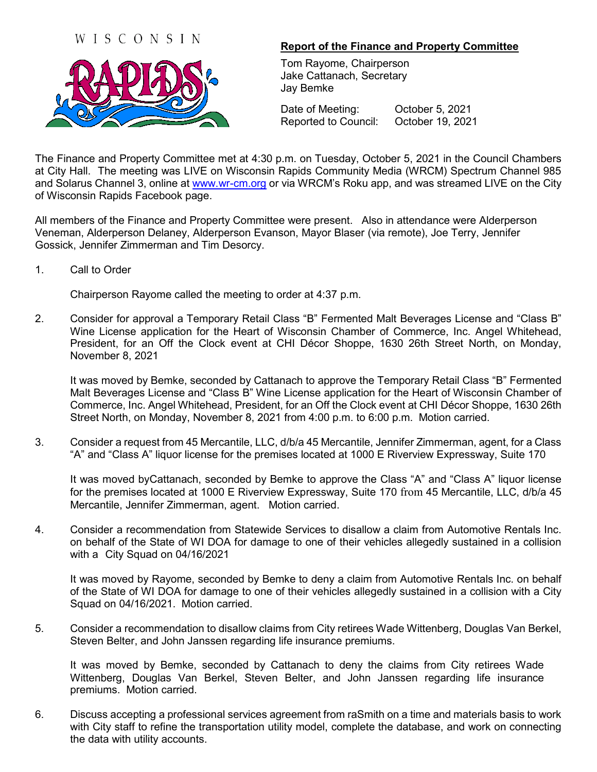WISCONSIN RAPIDS

## Report of the Finance and Property Committee

Tom Rayome, Chairperson
Jake Cattanach, Secretary
Jay Bemke

Date of Meeting: October 5, 2021
Reported to Council: October 19, 2021

The Finance and Property Committee met at 4:30 p.m. on Tuesday, October 5, 2021 in the Council Chambers at City Hall. The meeting was LIVE on Wisconsin Rapids Community Media (WRCM) Spectrum Channel 985 and Solarus Channel 3, online at www.wr-cm.org or via WRCM's Roku app, and was streamed LIVE on the City of Wisconsin Rapids Facebook page.

All members of the Finance and Property Committee were present. Also in attendance were Alderperson Veneman, Alderperson Delaney, Alderperson Evanson, Mayor Blaser (via remote), Joe Terry, Jennifer Gossick, Jennifer Zimmerman and Tim Desorcy.

1. Call to Order

   Chairperson Rayome called the meeting to order at 4:37 p.m.

2. Consider for approval a Temporary Retail Class "B" Fermented Malt Beverages License and "Class B" Wine License application for the Heart of Wisconsin Chamber of Commerce, Inc. Angel Whitehead, President, for an Off the Clock event at CHI Décor Shoppe, 1630 26th Street North, on Monday, November 8, 2021

   It was moved by Bemke, seconded by Cattanach to approve the Temporary Retail Class "B" Fermented Malt Beverages License and "Class B" Wine License application for the Heart of Wisconsin Chamber of Commerce, Inc. Angel Whitehead, President, for an Off the Clock event at CHI Décor Shoppe, 1630 26th Street North, on Monday, November 8, 2021 from 4:00 p.m. to 6:00 p.m. Motion carried.

3. Consider a request from 45 Mercantile, LLC, d/b/a 45 Mercantile, Jennifer Zimmerman, agent, for a Class "A" and "Class A" liquor license for the premises located at 1000 E Riverview Expressway, Suite 170

   It was moved byCattanach, seconded by Bemke to approve the Class "A" and "Class A" liquor license for the premises located at 1000 E Riverview Expressway, Suite 170 from 45 Mercantile, LLC, d/b/a 45 Mercantile, Jennifer Zimmerman, agent. Motion carried.

4. Consider a recommendation from Statewide Services to disallow a claim from Automotive Rentals Inc. on behalf of the State of WI DOA for damage to one of their vehicles allegedly sustained in a collision with a City Squad on 04/16/2021

   It was moved by Rayome, seconded by Bemke to deny a claim from Automotive Rentals Inc. on behalf of the State of WI DOA for damage to one of their vehicles allegedly sustained in a collision with a City Squad on 04/16/2021. Motion carried.

5. Consider a recommendation to disallow claims from City retirees Wade Wittenberg, Douglas Van Berkel, Steven Belter, and John Janssen regarding life insurance premiums.

   It was moved by Bemke, seconded by Cattanach to deny the claims from City retirees Wade Wittenberg, Douglas Van Berkel, Steven Belter, and John Janssen regarding life insurance premiums. Motion carried.

6. Discuss accepting a professional services agreement from raSmith on a time and materials basis to work with City staff to refine the transportation utility model, complete the database, and work on connecting the data with utility accounts.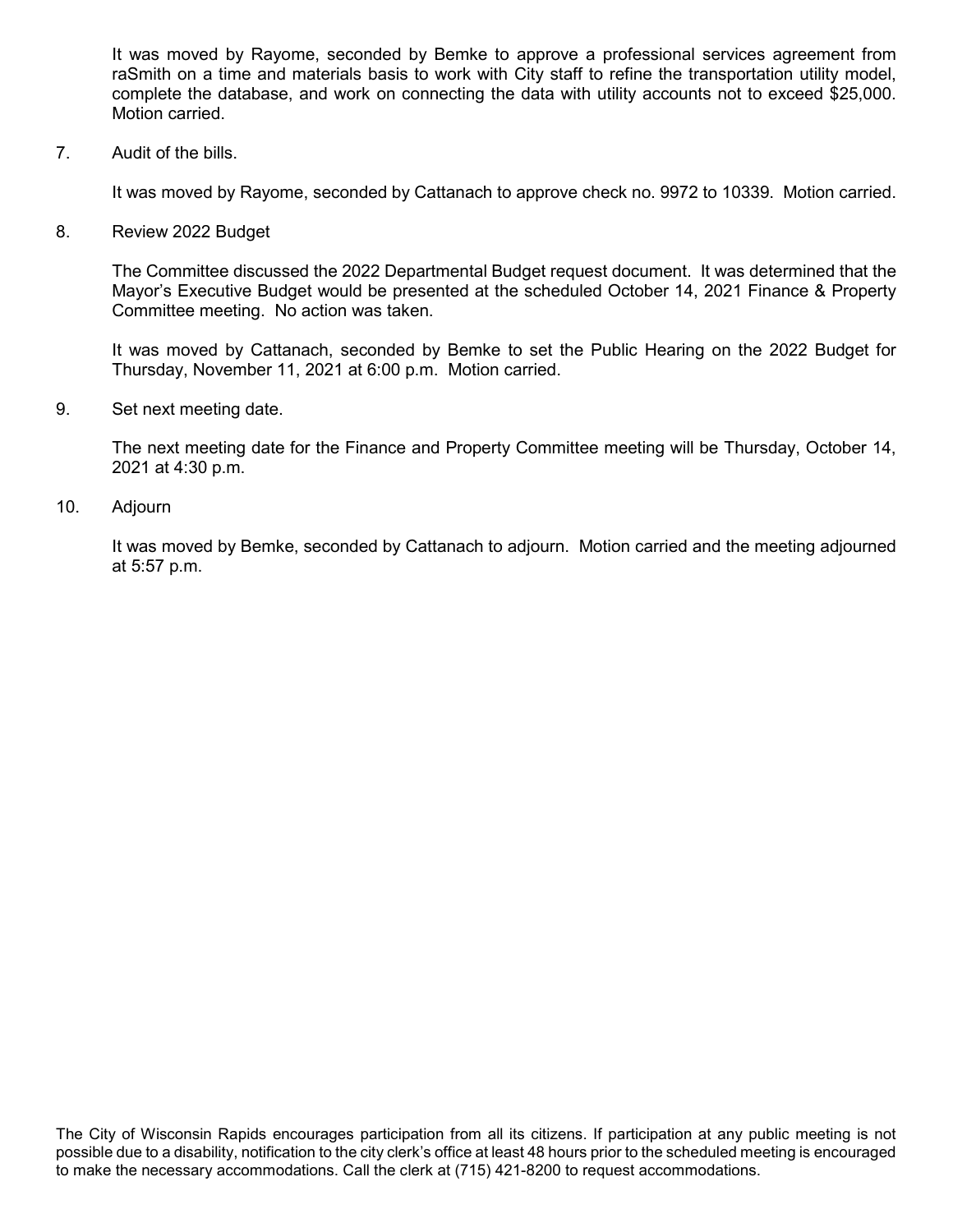It was moved by Rayome, seconded by Bemke to approve a professional services agreement from raSmith on a time and materials basis to work with City staff to refine the transportation utility model, complete the database, and work on connecting the data with utility accounts not to exceed $25,000. Motion carried.

7. Audit of the bills.

   It was moved by Rayome, seconded by Cattanach to approve check no. 9972 to 10339. Motion carried.

8. Review 2022 Budget

   The Committee discussed the 2022 Departmental Budget request document. It was determined that the Mayor's Executive Budget would be presented at the scheduled October 14, 2021 Finance & Property Committee meeting. No action was taken.

   It was moved by Cattanach, seconded by Bemke to set the Public Hearing on the 2022 Budget for Thursday, November 11, 2021 at 6:00 p.m. Motion carried.

9. Set next meeting date.

   The next meeting date for the Finance and Property Committee meeting will be Thursday, October 14, 2021 at 4:30 p.m.

10. Adjourn

    It was moved by Bemke, seconded by Cattanach to adjourn. Motion carried and the meeting adjourned at 5:57 p.m.

The City of Wisconsin Rapids encourages participation from all its citizens. If participation at any public meeting is not possible due to a disability, notification to the city clerk's office at least 48 hours prior to the scheduled meeting is encouraged to make the necessary accommodations. Call the clerk at (715) 421-8200 to request accommodations.